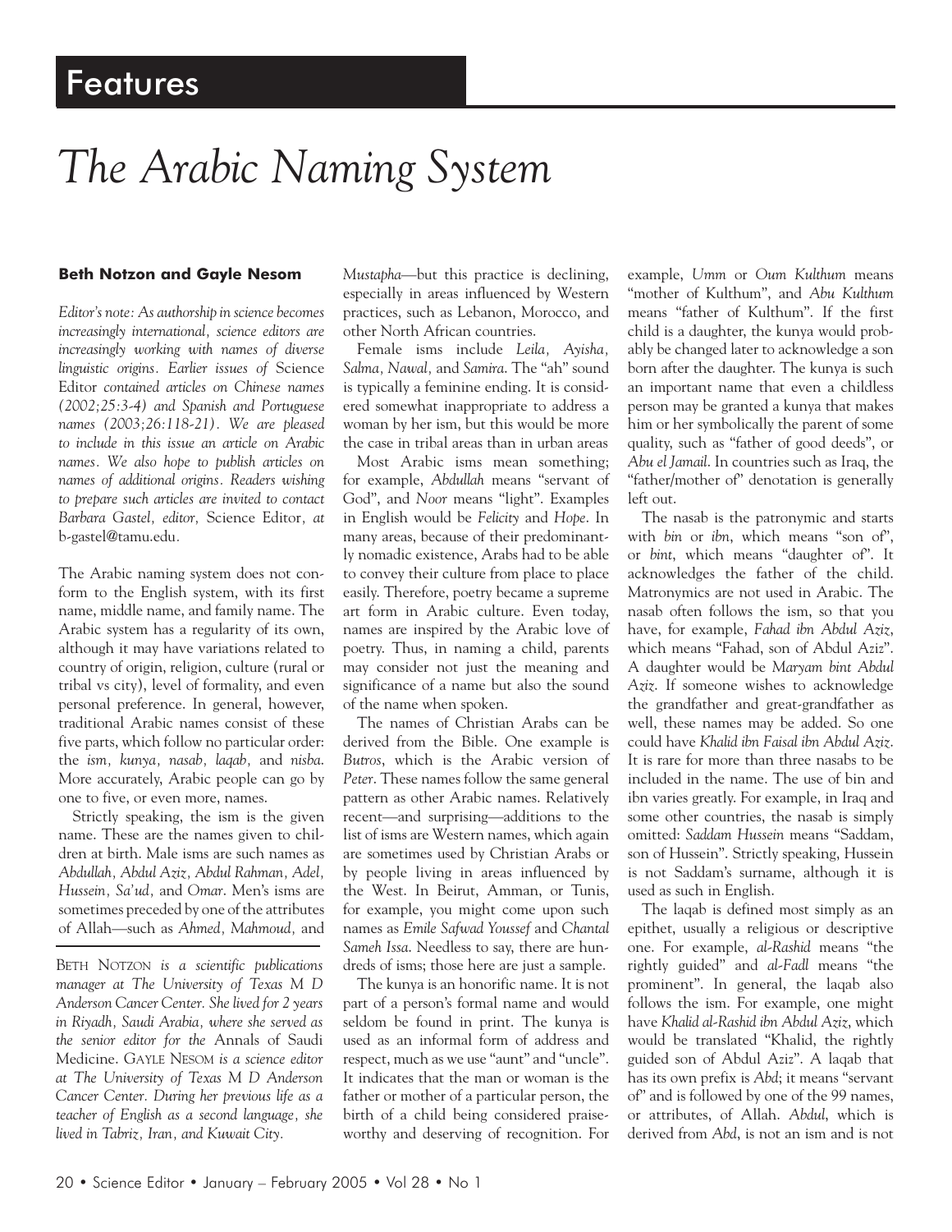Features

# The Arabic Naming System

**Beth Notzon and Gayle Nesom**

*Editor's note: As authorship in science becomes increasingly international, science editors are increasingly working with names of diverse linguistic origins. Earlier issues of* Science Editor *contained articles on Chinese names (2002;25:3-4) and Spanish and Portuguese names (2003;26:118-21). We are pleased to include in this issue an article on Arabic names. We also hope to publish articles on names of additional origins. Readers wishing to prepare such articles are invited to contact Barbara Gastel, editor,* Science Editor, *at* b-gastel@tamu.edu.

The Arabic naming system does not conform to the English system, with its first name, middle name, and family name. The Arabic system has a regularity of its own, although it may have variations related to country of origin, religion, culture (rural or tribal vs city), level of formality, and even personal preference. In general, however, traditional Arabic names consist of these five parts, which follow no particular order: the *ism, kunya, nasab, laqab,* and *nisba*. More accurately, Arabic people can go by one to five, or even more, names.

Strictly speaking, the ism is the given name. These are the names given to children at birth. Male isms are such names as *Abdullah, Abdul Aziz, Abdul Rahman, Adel, Hussein, Sa'ud,* and *Omar*. Men's isms are sometimes preceded by one of the attributes of Allah—such as *Ahmed, Mahmoud,* and *Mustapha*—but this practice is declining, especially in areas influenced by Western practices, such as Lebanon, Morocco, and other North African countries.

BETH NOTZON *is a scientific publications manager at The University of Texas M D Anderson Cancer Center. She lived for 2 years in Riyadh, Saudi Arabia, where she served as the senior editor for the* Annals of Saudi Medicine. GAYLE NESOM *is a science editor at The University of Texas M D Anderson Cancer Center. During her previous life as a teacher of English as a second language, she lived in Tabriz, Iran, and Kuwait City.*

Female isms include *Leila, Ayisha, Salma, Nawal,* and *Samira*. The "ah" sound is typically a feminine ending. It is considered somewhat inappropriate to address a woman by her ism, but this would be more the case in tribal areas than in urban areas

Most Arabic isms mean something; for example, *Abdullah* means "servant of God", and *Noor* means "light". Examples in English would be *Felicity* and *Hope*. In many areas, because of their predominantly nomadic existence, Arabs had to be able to convey their culture from place to place easily. Therefore, poetry became a supreme art form in Arabic culture. Even today, names are inspired by the Arabic love of poetry. Thus, in naming a child, parents may consider not just the meaning and significance of a name but also the sound of the name when spoken.

The names of Christian Arabs can be derived from the Bible. One example is *Butros*, which is the Arabic version of *Peter*. These names follow the same general pattern as other Arabic names. Relatively recent—and surprising—additions to the list of isms are Western names, which again are sometimes used by Christian Arabs or by people living in areas influenced by the West. In Beirut, Amman, or Tunis, for example, you might come upon such names as *Emile Safwad Youssef* and *Chantal Sameh Issa*. Needless to say, there are hundreds of isms; those here are just a sample.

The kunya is an honorific name. It is not part of a person's formal name and would seldom be found in print. The kunya is used as an informal form of address and respect, much as we use "aunt" and "uncle". It indicates that the man or woman is the father or mother of a particular person, the birth of a child being considered praiseworthy and deserving of recognition. For example, *Umm* or *Oum Kulthum* means "mother of Kulthum", and *Abu Kulthum* means "father of Kulthum". If the first child is a daughter, the kunya would probably be changed later to acknowledge a son born after the daughter. The kunya is such an important name that even a childless person may be granted a kunya that makes him or her symbolically the parent of some quality, such as "father of good deeds", or *Abu el Jamail*. In countries such as Iraq, the "father/mother of" denotation is generally left out.

The nasab is the patronymic and starts with *bin* or *ibn*, which means "son of", or *bint*, which means "daughter of". It acknowledges the father of the child. Matronymics are not used in Arabic. The nasab often follows the ism, so that you have, for example, *Fahad ibn Abdul Aziz*, which means "Fahad, son of Abdul Aziz". A daughter would be *Maryam bint Abdul Aziz*. If someone wishes to acknowledge the grandfather and great-grandfather as well, these names may be added. So one could have *Khalid ibn Faisal ibn Abdul Aziz*. It is rare for more than three nasabs to be included in the name. The use of bin and ibn varies greatly. For example, in Iraq and some other countries, the nasab is simply omitted: *Saddam Hussein* means "Saddam, son of Hussein". Strictly speaking, Hussein is not Saddam's surname, although it is used as such in English.

The laqab is defined most simply as an epithet, usually a religious or descriptive one. For example, *al-Rashid* means "the rightly guided" and *al-Fadl* means "the prominent". In general, the laqab also follows the ism. For example, one might have *Khalid al-Rashid ibn Abdul Aziz*, which would be translated "Khalid, the rightly guided son of Abdul Aziz". A laqab that has its own prefix is *Abd*; it means "servant of" and is followed by one of the 99 names, or attributes, of Allah. *Abdul*, which is derived from *Abd*, is not an ism and is not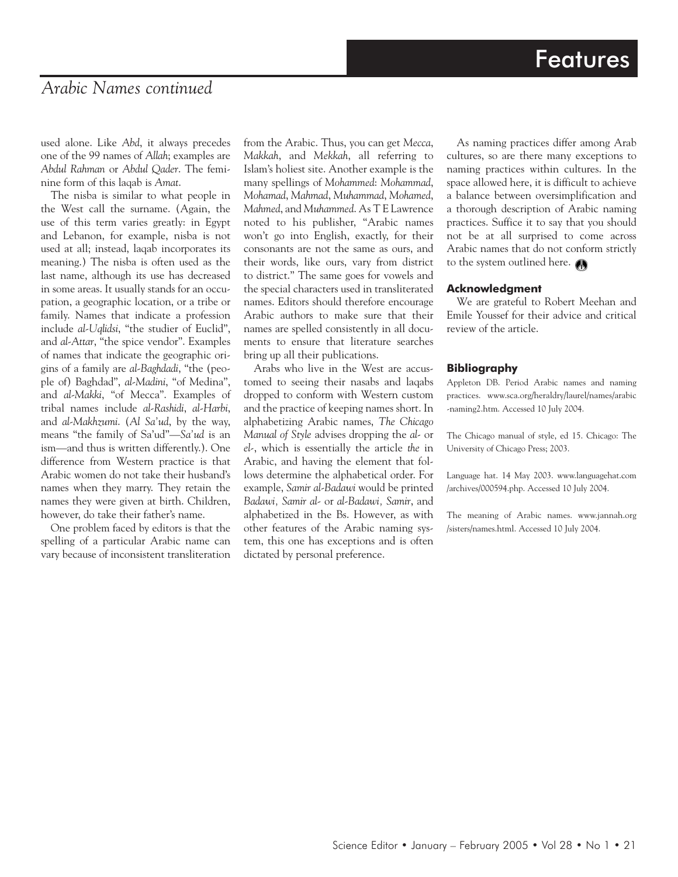## Arabic Names continued

used alone. Like *Abd*, it always precedes one of the 99 names of *Allah*; examples are *Abdul Rahman* or *Abdul Qader*. The feminine form of this laqab is *Amat*.

The nisba is similar to what people in the West call the surname. (Again, the use of this term varies greatly: in Egypt and Lebanon, for example, nisba is not used at all; instead, laqab incorporates its meaning.) The nisba is often used as the last name, although its use has decreased in some areas. It usually stands for an occupation, a geographic location, or a tribe or family. Names that indicate a profession include *al-Uqlidsi*, "the studier of Euclid", and *al-Attar*, "the spice vendor". Examples of names that indicate the geographic origins of a family are *al-Baghdadi*, "the (people of) Baghdad", *al-Madini*, "of Medina", and *al-Makki*, "of Mecca". Examples of tribal names include *al-Rashidi*, *al-Harbi*, and *al-Makhzumi*. (*Al Sa'ud*, by the way, means "the family of Sa'ud"—*Sa'ud* is an ism—and thus is written differently.). One difference from Western practice is that Arabic women do not take their husband's names when they marry. They retain the names they were given at birth. Children, however, do take their father's name.

One problem faced by editors is that the spelling of a particular Arabic name can vary because of inconsistent transliteration from the Arabic. Thus, you can get *Mecca*, *Makkah*, and *Mekkah*, all referring to Islam's holiest site. Another example is the many spellings of *Mohammed*: *Mohammad*, *Mohamad*, *Mahmad*, *Muhammad*, *Mohamed*, *Mahmed*, and *Muhammed*. As T E Lawrence noted to his publisher, "Arabic names won't go into English, exactly, for their consonants are not the same as ours, and their words, like ours, vary from district to district." The same goes for vowels and the special characters used in transliterated names. Editors should therefore encourage Arabic authors to make sure that their names are spelled consistently in all documents to ensure that literature searches bring up all their publications.

Arabs who live in the West are accustomed to seeing their nasabs and laqabs dropped to conform with Western custom and the practice of keeping names short. In alphabetizing Arabic names, *The Chicago Manual of Style* advises dropping the *al-* or *el-*, which is essentially the article *the* in Arabic, and having the element that follows determine the alphabetical order. For example, *Samir al-Badawi* would be printed *Badawi, Samir al-* or *al-Badawi, Samir*, and alphabetized in the Bs. However, as with other features of the Arabic naming system, this one has exceptions and is often dictated by personal preference.

As naming practices differ among Arab cultures, so are there many exceptions to naming practices within cultures. In the space allowed here, it is difficult to achieve a balance between oversimplification and a thorough description of Arabic naming practices. Suffice it to say that you should not be at all surprised to come across Arabic names that do not conform strictly to the system outlined here.

### Acknowledgment

We are grateful to Robert Meehan and Emile Youssef for their advice and critical review of the article.

### Bibliography

Appleton DB. Period Arabic names and naming practices. www.sca.org/heraldry/laurel/names/arabic-naming2.htm. Accessed 10 July 2004.

The Chicago manual of style, ed 15. Chicago: The University of Chicago Press; 2003.

Language hat. 14 May 2003. www.languagehat.com/archives/000594.php. Accessed 10 July 2004.

The meaning of Arabic names. www.jannah.org/sisters/names.html. Accessed 10 July 2004.